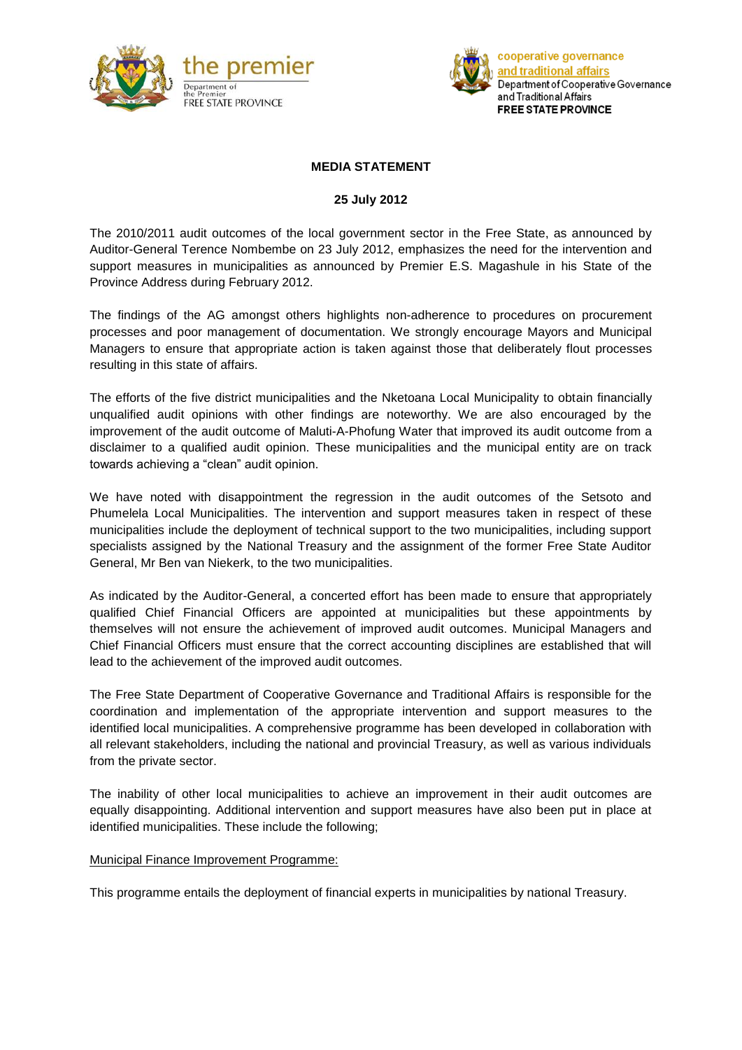the premier
Department of the Premier
FREE STATE PROVINCE

cooperative governance and traditional affairs
Department of Cooperative Governance and Traditional Affairs
**FREE STATE PROVINCE**

**MEDIA STATEMENT**

**25 July 2012**

The 2010/2011 audit outcomes of the local government sector in the Free State, as announced by Auditor-General Terence Nombembe on 23 July 2012, emphasizes the need for the intervention and support measures in municipalities as announced by Premier E.S. Magashule in his State of the Province Address during February 2012.

The findings of the AG amongst others highlights non-adherence to procedures on procurement processes and poor management of documentation. We strongly encourage Mayors and Municipal Managers to ensure that appropriate action is taken against those that deliberately flout processes resulting in this state of affairs.

The efforts of the five district municipalities and the Nketoana Local Municipality to obtain financially unqualified audit opinions with other findings are noteworthy. We are also encouraged by the improvement of the audit outcome of Maluti-A-Phofung Water that improved its audit outcome from a disclaimer to a qualified audit opinion. These municipalities and the municipal entity are on track towards achieving a "clean" audit opinion.

We have noted with disappointment the regression in the audit outcomes of the Setsoto and Phumelela Local Municipalities. The intervention and support measures taken in respect of these municipalities include the deployment of technical support to the two municipalities, including support specialists assigned by the National Treasury and the assignment of the former Free State Auditor General, Mr Ben van Niekerk, to the two municipalities.

As indicated by the Auditor-General, a concerted effort has been made to ensure that appropriately qualified Chief Financial Officers are appointed at municipalities but these appointments by themselves will not ensure the achievement of improved audit outcomes. Municipal Managers and Chief Financial Officers must ensure that the correct accounting disciplines are established that will lead to the achievement of the improved audit outcomes.

The Free State Department of Cooperative Governance and Traditional Affairs is responsible for the coordination and implementation of the appropriate intervention and support measures to the identified local municipalities. A comprehensive programme has been developed in collaboration with all relevant stakeholders, including the national and provincial Treasury, as well as various individuals from the private sector.

The inability of other local municipalities to achieve an improvement in their audit outcomes are equally disappointing. Additional intervention and support measures have also been put in place at identified municipalities. These include the following;

Municipal Finance Improvement Programme:

This programme entails the deployment of financial experts in municipalities by national Treasury.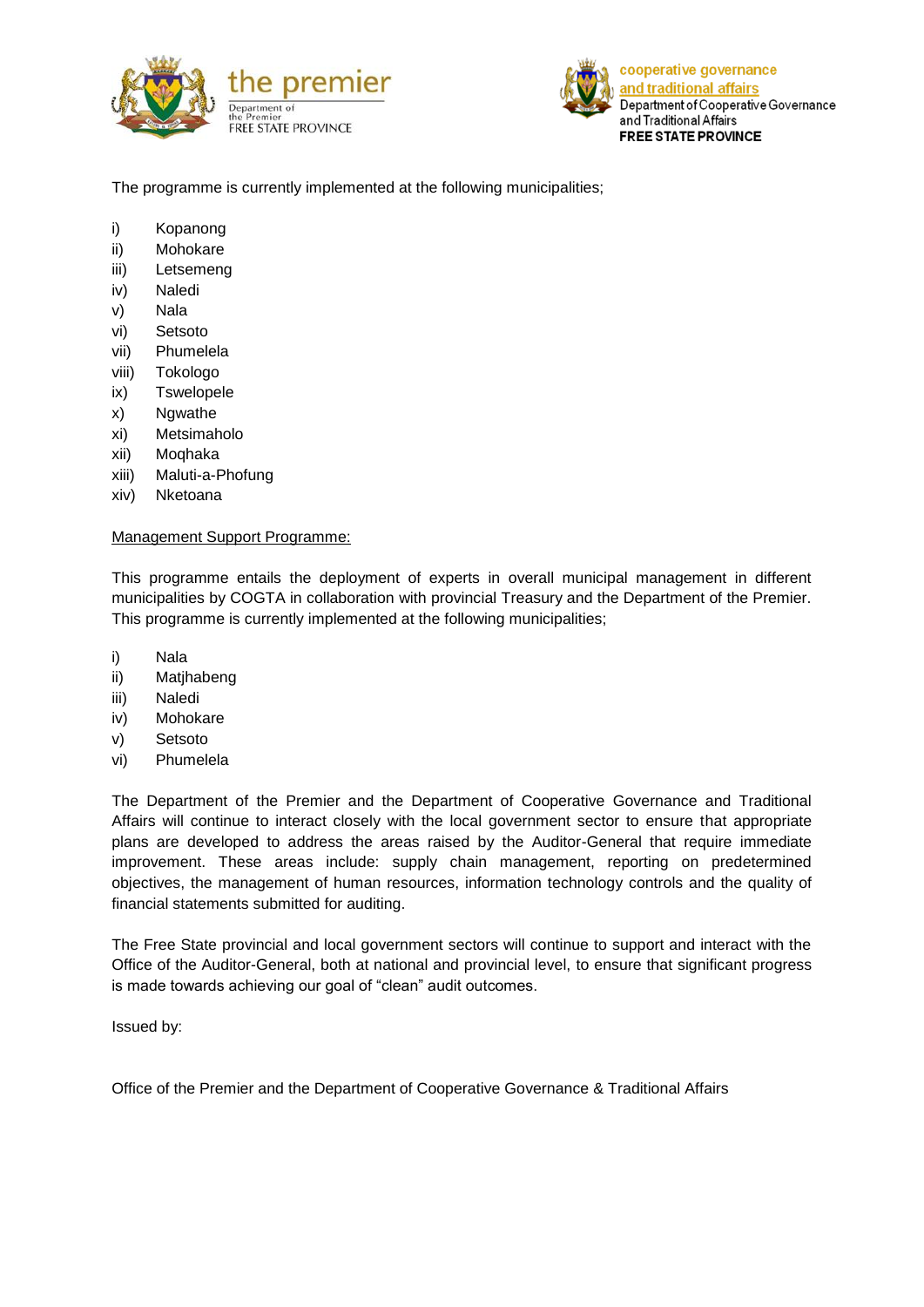The programme is currently implemented at the following municipalities;

i) Kopanong
ii) Mohokare
iii) Letsemeng
iv) Naledi
v) Nala
vi) Setsoto
vii) Phumelela
viii) Tokologo
ix) Tswelopele
x) Ngwathe
xi) Metsimaholo
xii) Moqhaka
xiii) Maluti-a-Phofung
xiv) Nketoana

Management Support Programme:

This programme entails the deployment of experts in overall municipal management in different municipalities by COGTA in collaboration with provincial Treasury and the Department of the Premier. This programme is currently implemented at the following municipalities;

i) Nala
ii) Matjhabeng
iii) Naledi
iv) Mohokare
v) Setsoto
vi) Phumelela

The Department of the Premier and the Department of Cooperative Governance and Traditional Affairs will continue to interact closely with the local government sector to ensure that appropriate plans are developed to address the areas raised by the Auditor-General that require immediate improvement. These areas include: supply chain management, reporting on predetermined objectives, the management of human resources, information technology controls and the quality of financial statements submitted for auditing.

The Free State provincial and local government sectors will continue to support and interact with the Office of the Auditor-General, both at national and provincial level, to ensure that significant progress is made towards achieving our goal of "clean" audit outcomes.

Issued by:

Office of the Premier and the Department of Cooperative Governance & Traditional Affairs